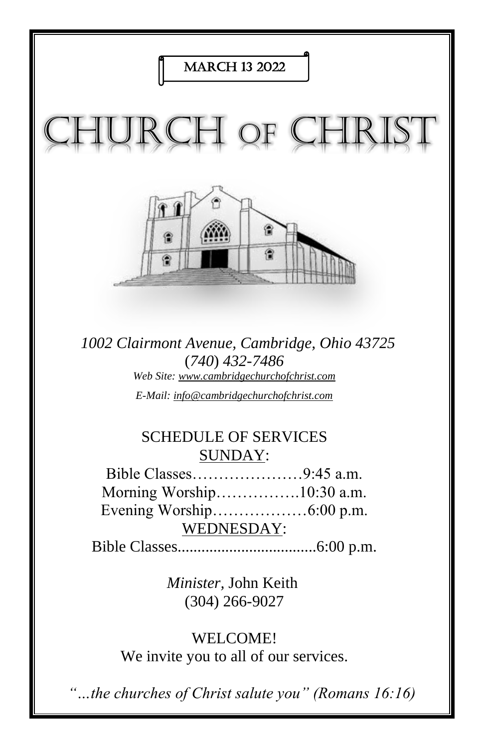MARCH 13 2022

# CHURCH OF CHRIST

*1002 Clairmont Avenue, Cambridge, Ohio 43725*
*(740) 432-7486*
*Web Site: www.cambridgechurchofchrist.com*
*E-Mail: info@cambridgechurchofchrist.com*

## SCHEDULE OF SERVICES

SUNDAY:

Bible Classes…………………9:45 a.m.
Morning Worship…………….10:30 a.m.
Evening Worship………………6:00 p.m.

WEDNESDAY:

Bible Classes..................................6:00 p.m.

*Minister,* John Keith
(304) 266-9027

WELCOME!
We invite you to all of our services.

*"…the churches of Christ salute you" (Romans 16:16)*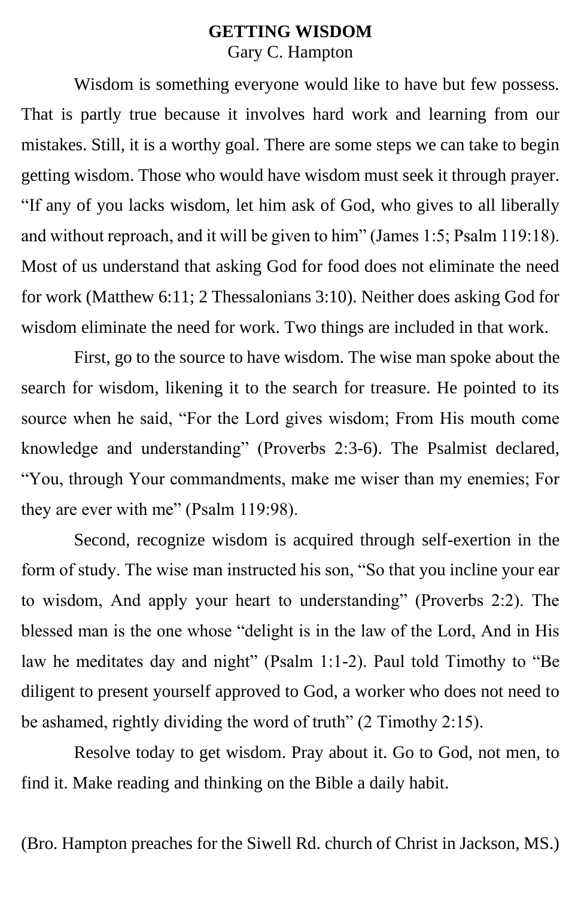# GETTING WISDOM

Gary C. Hampton

Wisdom is something everyone would like to have but few possess. That is partly true because it involves hard work and learning from our mistakes. Still, it is a worthy goal. There are some steps we can take to begin getting wisdom. Those who would have wisdom must seek it through prayer. “If any of you lacks wisdom, let him ask of God, who gives to all liberally and without reproach, and it will be given to him” (James 1:5; Psalm 119:18). Most of us understand that asking God for food does not eliminate the need for work (Matthew 6:11; 2 Thessalonians 3:10). Neither does asking God for wisdom eliminate the need for work. Two things are included in that work.

First, go to the source to have wisdom. The wise man spoke about the search for wisdom, likening it to the search for treasure. He pointed to its source when he said, “For the Lord gives wisdom; From His mouth come knowledge and understanding” (Proverbs 2:3-6). The Psalmist declared, “You, through Your commandments, make me wiser than my enemies; For they are ever with me” (Psalm 119:98).

Second, recognize wisdom is acquired through self-exertion in the form of study. The wise man instructed his son, “So that you incline your ear to wisdom, And apply your heart to understanding” (Proverbs 2:2). The blessed man is the one whose “delight is in the law of the Lord, And in His law he meditates day and night” (Psalm 1:1-2). Paul told Timothy to “Be diligent to present yourself approved to God, a worker who does not need to be ashamed, rightly dividing the word of truth” (2 Timothy 2:15).

Resolve today to get wisdom. Pray about it. Go to God, not men, to find it. Make reading and thinking on the Bible a daily habit.

(Bro. Hampton preaches for the Siwell Rd. church of Christ in Jackson, MS.)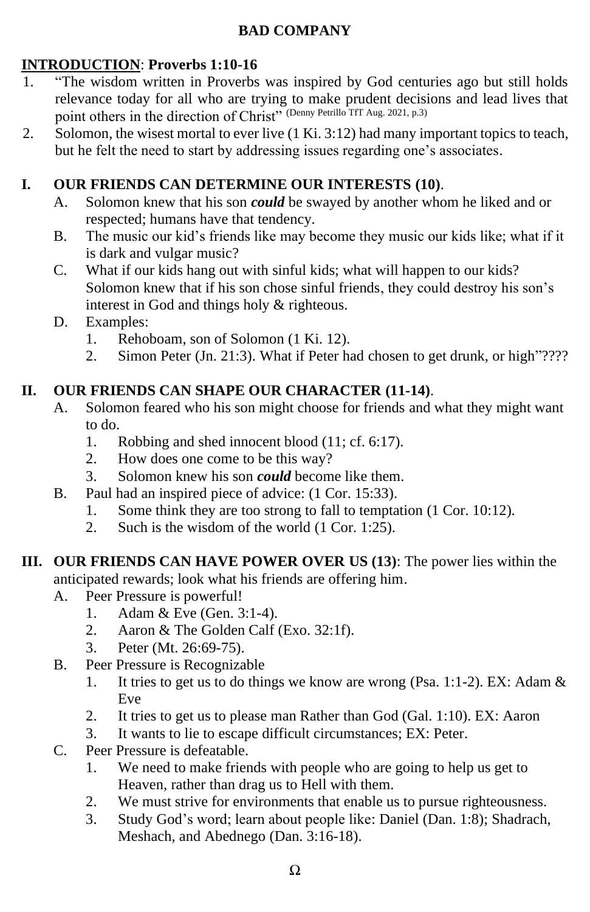# BAD COMPANY

**INTRODUCTION**: **Proverbs 1:10-16**

1. "The wisdom written in Proverbs was inspired by God centuries ago but still holds relevance today for all who are trying to make prudent decisions and lead lives that point others in the direction of Christ" (Denny Petrillo TfT Aug. 2021, p.3)
2. Solomon, the wisest mortal to ever live (1 Ki. 3:12) had many important topics to teach, but he felt the need to start by addressing issues regarding one's associates.

## I. OUR FRIENDS CAN DETERMINE OUR INTERESTS (10).

A. Solomon knew that his son ***could*** be swayed by another whom he liked and or respected; humans have that tendency.

B. The music our kid's friends like may become they music our kids like; what if it is dark and vulgar music?

C. What if our kids hang out with sinful kids; what will happen to our kids? Solomon knew that if his son chose sinful friends, they could destroy his son's interest in God and things holy & righteous.

D. Examples:
   1. Rehoboam, son of Solomon (1 Ki. 12).
   2. Simon Peter (Jn. 21:3). What if Peter had chosen to get drunk, or high"????

## II. OUR FRIENDS CAN SHAPE OUR CHARACTER (11-14).

A. Solomon feared who his son might choose for friends and what they might want to do.
   1. Robbing and shed innocent blood (11; cf. 6:17).
   2. How does one come to be this way?
   3. Solomon knew his son ***could*** become like them.

B. Paul had an inspired piece of advice: (1 Cor. 15:33).
   1. Some think they are too strong to fall to temptation (1 Cor. 10:12).
   2. Such is the wisdom of the world (1 Cor. 1:25).

## III. OUR FRIENDS CAN HAVE POWER OVER US (13): The power lies within the anticipated rewards; look what his friends are offering him.

A. Peer Pressure is powerful!
   1. Adam & Eve (Gen. 3:1-4).
   2. Aaron & The Golden Calf (Exo. 32:1f).
   3. Peter (Mt. 26:69-75).

B. Peer Pressure is Recognizable
   1. It tries to get us to do things we know are wrong (Psa. 1:1-2). EX: Adam & Eve
   2. It tries to get us to please man Rather than God (Gal. 1:10). EX: Aaron
   3. It wants to lie to escape difficult circumstances; EX: Peter.

C. Peer Pressure is defeatable.
   1. We need to make friends with people who are going to help us get to Heaven, rather than drag us to Hell with them.
   2. We must strive for environments that enable us to pursue righteousness.
   3. Study God's word; learn about people like: Daniel (Dan. 1:8); Shadrach, Meshach, and Abednego (Dan. 3:16-18).

Ω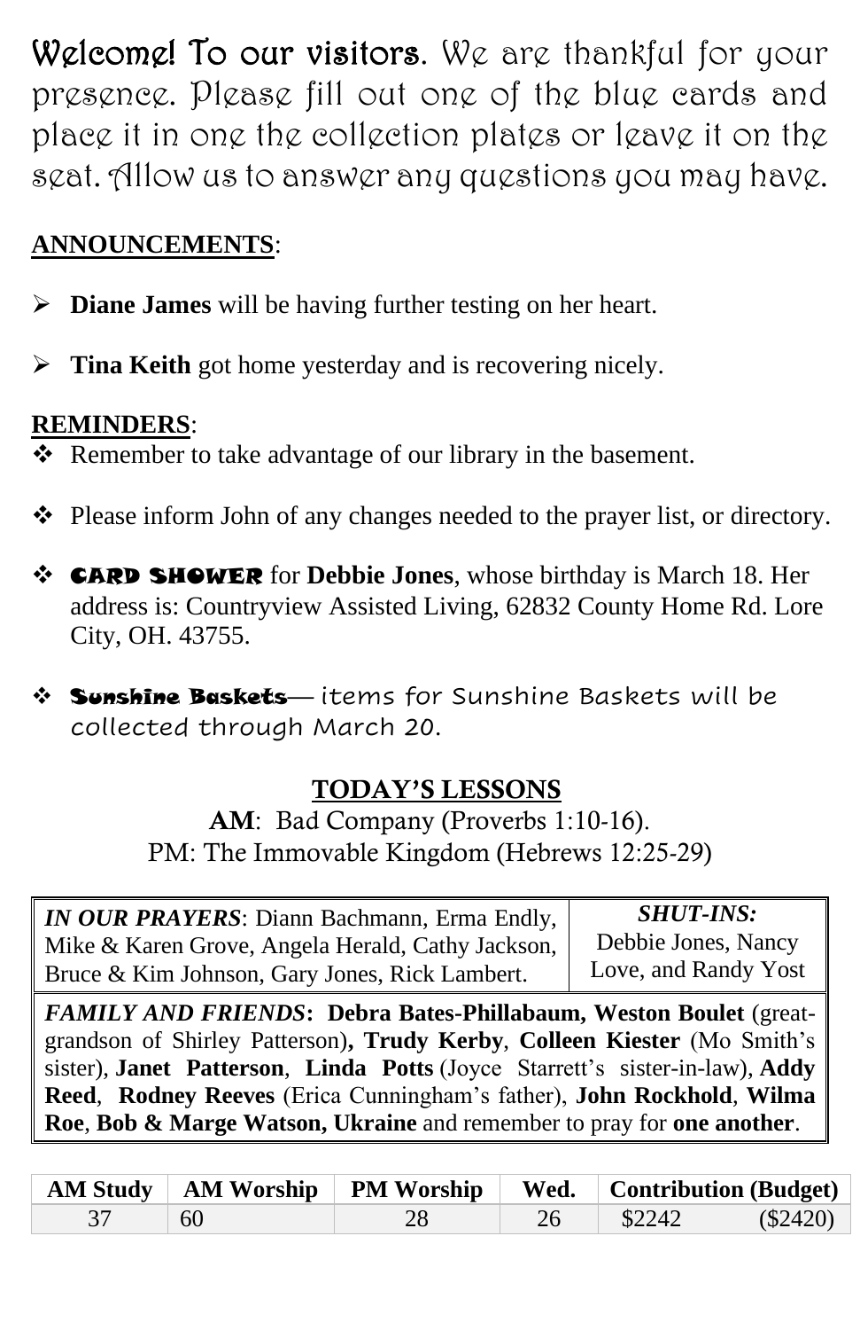**Welcome! To our visitors.** We are thankful for your presence. Please fill out one of the blue cards and place it in one the collection plates or leave it on the seat. Allow us to answer any questions you may have.

**ANNOUNCEMENTS**:

- **Diane James** will be having further testing on her heart.
- **Tina Keith** got home yesterday and is recovering nicely.

**REMINDERS**:

- Remember to take advantage of our library in the basement.
- Please inform John of any changes needed to the prayer list, or directory.
- **CARD SHOWER** for **Debbie Jones**, whose birthday is March 18. Her address is: Countryview Assisted Living, 62832 County Home Rd. Lore City, OH. 43755.
- **Sunshine Baskets**— items for Sunshine Baskets will be collected through March 20.

## TODAY'S LESSONS

**AM**: Bad Company (Proverbs 1:10-16).
PM: The Immovable Kingdom (Hebrews 12:25-29)

| | |
|---|---|
| ***IN OUR PRAYERS***: Diann Bachmann, Erma Endly, Mike & Karen Grove, Angela Herald, Cathy Jackson, Bruce & Kim Johnson, Gary Jones, Rick Lambert. | ***SHUT-INS:*** Debbie Jones, Nancy Love, and Randy Yost |

***FAMILY AND FRIENDS*: Debra Bates-Phillabaum, Weston Boulet** (great-grandson of Shirley Patterson)**, Trudy Kerby**, **Colleen Kiester** (Mo Smith's sister), **Janet Patterson**, **Linda Potts** (Joyce Starrett's sister-in-law), **Addy Reed**, **Rodney Reeves** (Erica Cunningham's father), **John Rockhold**, **Wilma Roe**, **Bob & Marge Watson, Ukraine** and remember to pray for **one another**.

| AM Study | AM Worship | PM Worship | Wed. | Contribution (Budget) | |
|---|---|---|---|---|---|
| 37 | 60 | 28 | 26 | $2242 | ($2420) |